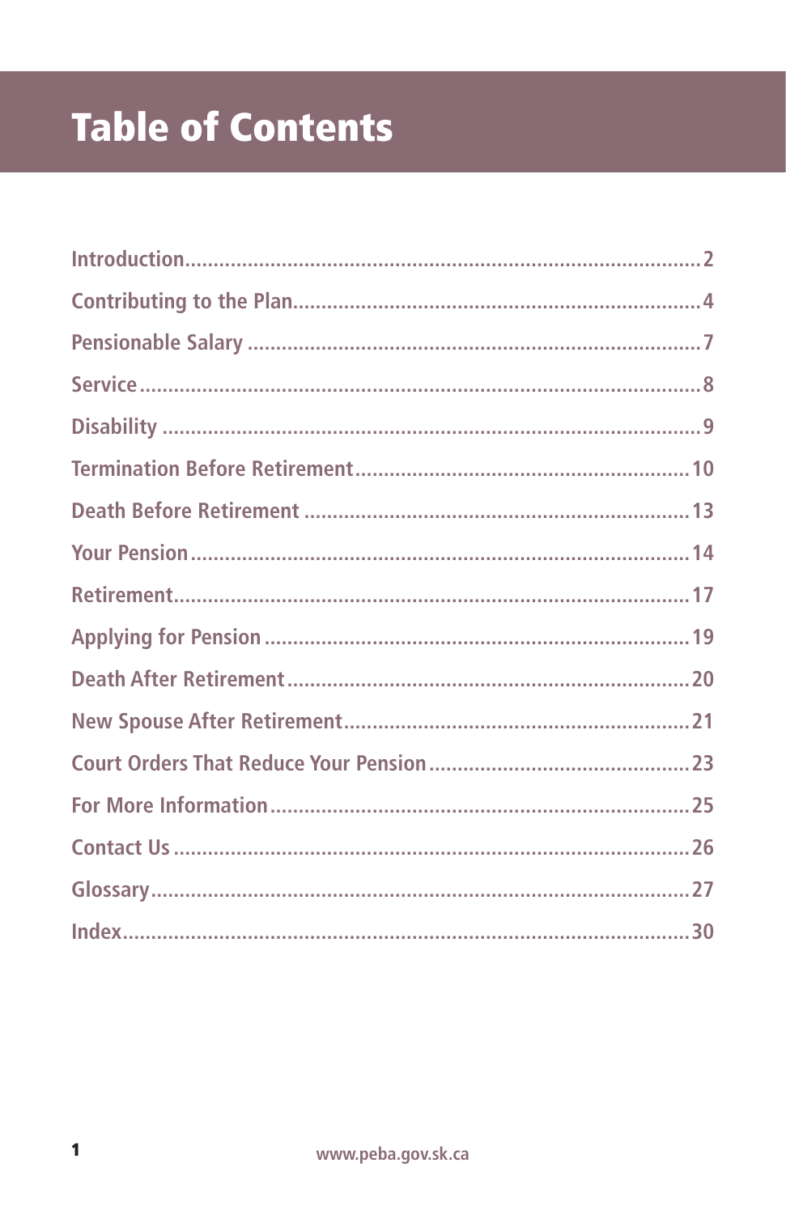# Table of Contents

| | |
|---|---|
| Introduction | 2 |
| Contributing to the Plan | 4 |
| Pensionable Salary | 7 |
| Service | 8 |
| Disability | 9 |
| Termination Before Retirement | 10 |
| Death Before Retirement | 13 |
| Your Pension | 14 |
| Retirement | 17 |
| Applying for Pension | 19 |
| Death After Retirement | 20 |
| New Spouse After Retirement | 21 |
| Court Orders That Reduce Your Pension | 23 |
| For More Information | 25 |
| Contact Us | 26 |
| Glossary | 27 |
| Index | 30 |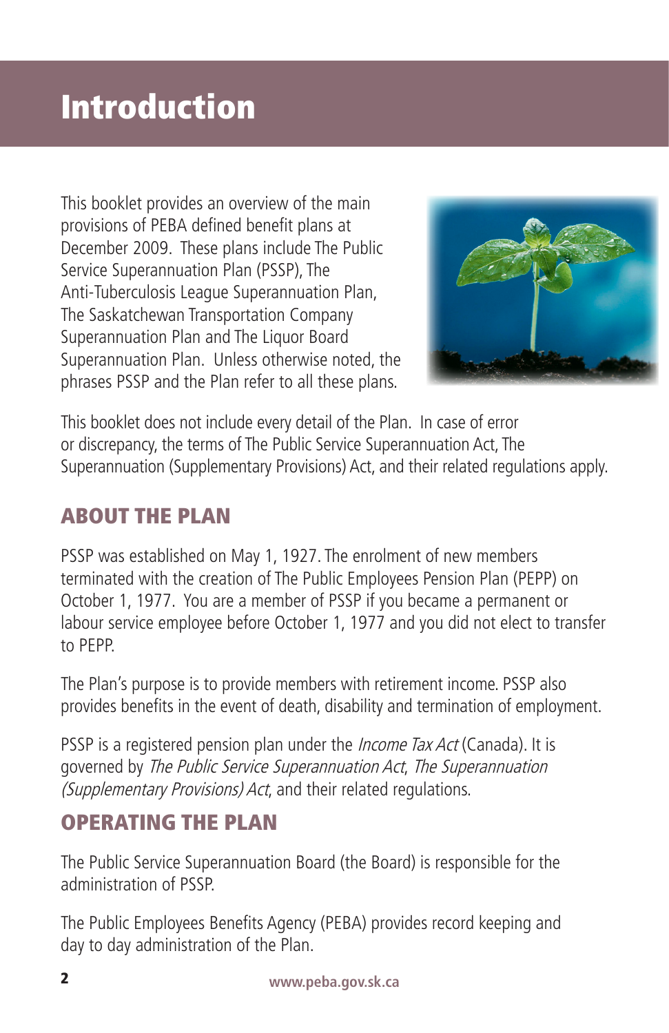# Introduction

This booklet provides an overview of the main provisions of PEBA defined benefit plans at December 2009. These plans include The Public Service Superannuation Plan (PSSP), The Anti-Tuberculosis League Superannuation Plan, The Saskatchewan Transportation Company Superannuation Plan and The Liquor Board Superannuation Plan. Unless otherwise noted, the phrases PSSP and the Plan refer to all these plans.

This booklet does not include every detail of the Plan. In case of error or discrepancy, the terms of The Public Service Superannuation Act, The Superannuation (Supplementary Provisions) Act, and their related regulations apply.

## ABOUT THE PLAN

PSSP was established on May 1, 1927. The enrolment of new members terminated with the creation of The Public Employees Pension Plan (PEPP) on October 1, 1977. You are a member of PSSP if you became a permanent or labour service employee before October 1, 1977 and you did not elect to transfer to PEPP.

The Plan's purpose is to provide members with retirement income. PSSP also provides benefits in the event of death, disability and termination of employment.

PSSP is a registered pension plan under the *Income Tax Act* (Canada). It is governed by *The Public Service Superannuation Act*, *The Superannuation (Supplementary Provisions) Act*, and their related regulations.

## OPERATING THE PLAN

The Public Service Superannuation Board (the Board) is responsible for the administration of PSSP.

The Public Employees Benefits Agency (PEBA) provides record keeping and day to day administration of the Plan.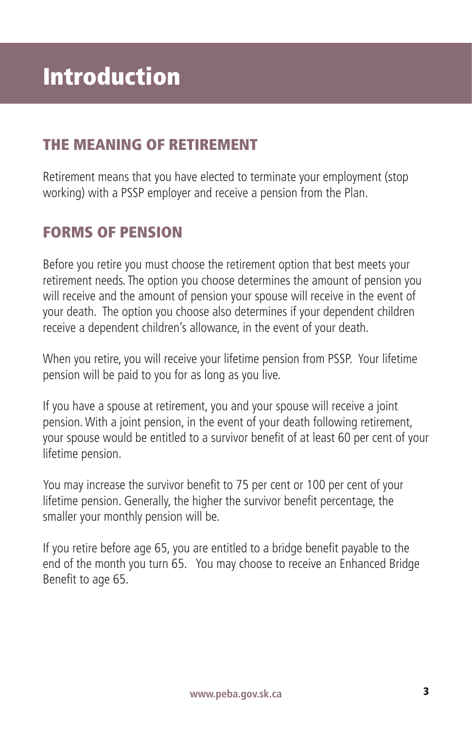# Introduction

## THE MEANING OF RETIREMENT

Retirement means that you have elected to terminate your employment (stop working) with a PSSP employer and receive a pension from the Plan.

## FORMS OF PENSION

Before you retire you must choose the retirement option that best meets your retirement needs. The option you choose determines the amount of pension you will receive and the amount of pension your spouse will receive in the event of your death. The option you choose also determines if your dependent children receive a dependent children's allowance, in the event of your death.

When you retire, you will receive your lifetime pension from PSSP. Your lifetime pension will be paid to you for as long as you live.

If you have a spouse at retirement, you and your spouse will receive a joint pension. With a joint pension, in the event of your death following retirement, your spouse would be entitled to a survivor benefit of at least 60 per cent of your lifetime pension.

You may increase the survivor benefit to 75 per cent or 100 per cent of your lifetime pension. Generally, the higher the survivor benefit percentage, the smaller your monthly pension will be.

If you retire before age 65, you are entitled to a bridge benefit payable to the end of the month you turn 65. You may choose to receive an Enhanced Bridge Benefit to age 65.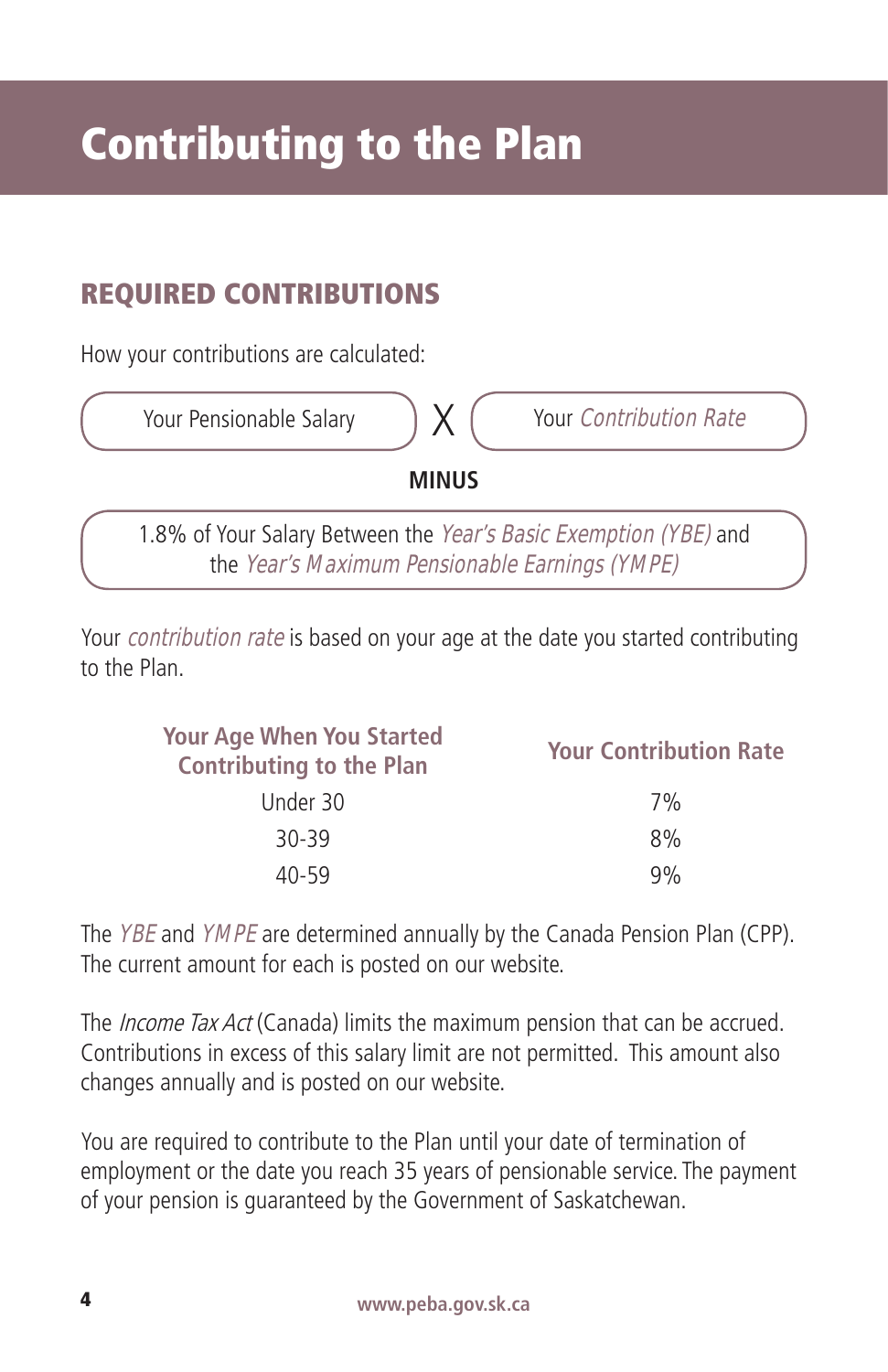# Contributing to the Plan

## REQUIRED CONTRIBUTIONS

How your contributions are calculated:

Your Pensionable Salary X Your *Contribution Rate*

**MINUS**

1.8% of Your Salary Between the *Year's Basic Exemption (YBE)* and the *Year's Maximum Pensionable Earnings (YMPE)*

Your *contribution rate* is based on your age at the date you started contributing to the Plan.

| Your Age When You Started Contributing to the Plan | Your Contribution Rate |
|---|---|
| Under 30 | 7% |
| 30-39 | 8% |
| 40-59 | 9% |

The *YBE* and *YMPE* are determined annually by the Canada Pension Plan (CPP). The current amount for each is posted on our website.

The *Income Tax Act* (Canada) limits the maximum pension that can be accrued. Contributions in excess of this salary limit are not permitted. This amount also changes annually and is posted on our website.

You are required to contribute to the Plan until your date of termination of employment or the date you reach 35 years of pensionable service. The payment of your pension is guaranteed by the Government of Saskatchewan.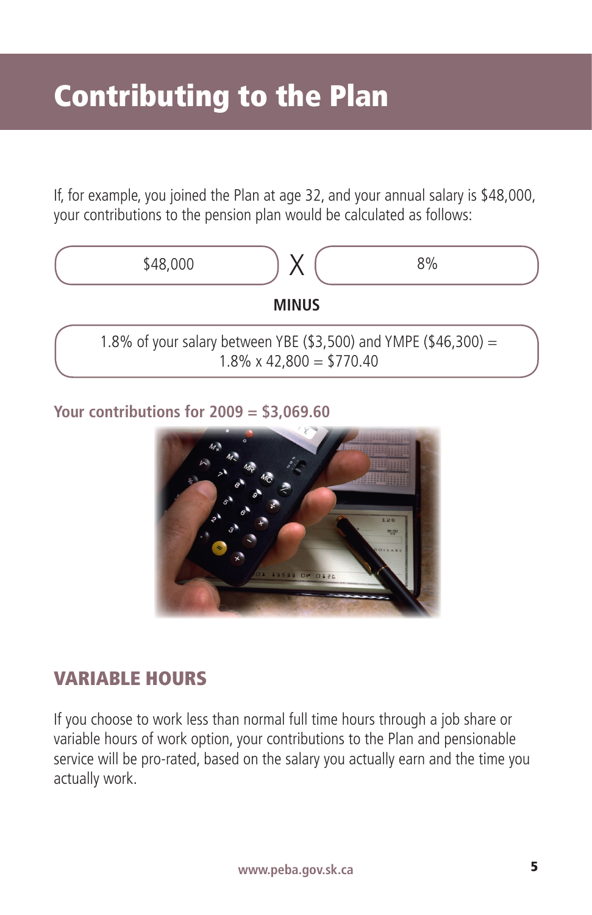# Contributing to the Plan

If, for example, you joined the Plan at age 32, and your annual salary is $48,000, your contributions to the pension plan would be calculated as follows:

$48,000 X 8%

**MINUS**

1.8% of your salary between YBE ($3,500) and YMPE ($46,300) =
1.8% x 42,800 = $770.40

**Your contributions for 2009 = $3,069.60**

## VARIABLE HOURS

If you choose to work less than normal full time hours through a job share or variable hours of work option, your contributions to the Plan and pensionable service will be pro-rated, based on the salary you actually earn and the time you actually work.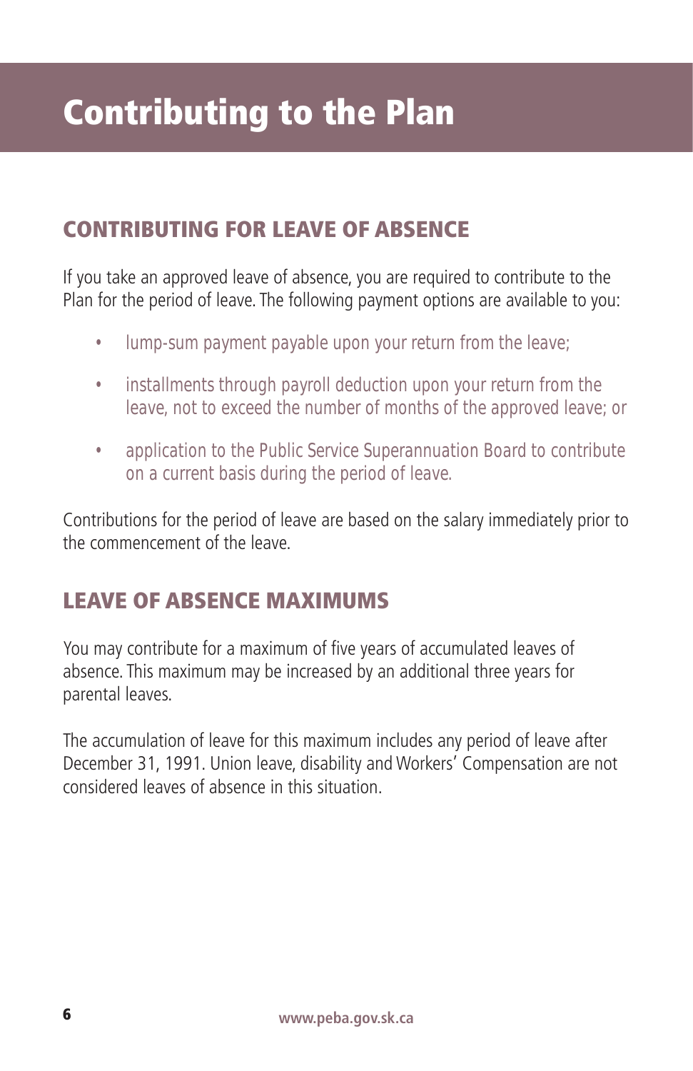# Contributing to the Plan

## CONTRIBUTING FOR LEAVE OF ABSENCE

If you take an approved leave of absence, you are required to contribute to the Plan for the period of leave. The following payment options are available to you:

- lump-sum payment payable upon your return from the leave;
- installments through payroll deduction upon your return from the leave, not to exceed the number of months of the approved leave; or
- application to the Public Service Superannuation Board to contribute on a current basis during the period of leave.

Contributions for the period of leave are based on the salary immediately prior to the commencement of the leave.

## LEAVE OF ABSENCE MAXIMUMS

You may contribute for a maximum of five years of accumulated leaves of absence. This maximum may be increased by an additional three years for parental leaves.

The accumulation of leave for this maximum includes any period of leave after December 31, 1991. Union leave, disability and Workers' Compensation are not considered leaves of absence in this situation.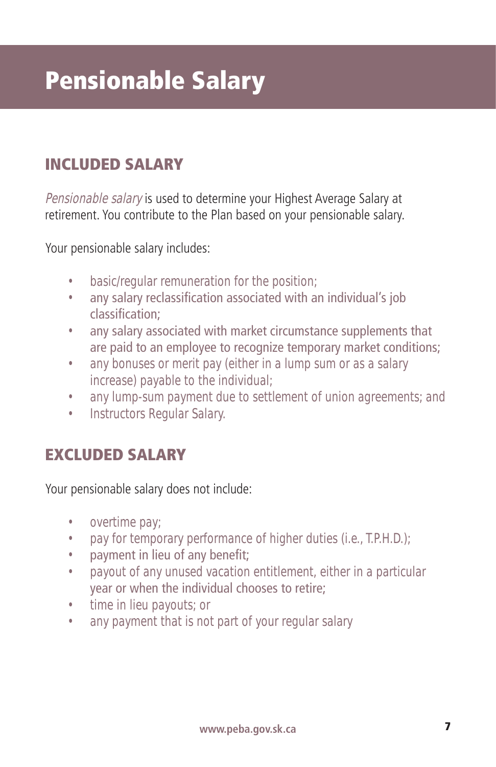# Pensionable Salary

## INCLUDED SALARY

*Pensionable salary* is used to determine your Highest Average Salary at retirement. You contribute to the Plan based on your pensionable salary.

Your pensionable salary includes:

- basic/regular remuneration for the position;
- any salary reclassification associated with an individual's job classification;
- any salary associated with market circumstance supplements that are paid to an employee to recognize temporary market conditions;
- any bonuses or merit pay (either in a lump sum or as a salary increase) payable to the individual;
- any lump-sum payment due to settlement of union agreements; and
- Instructors Regular Salary.

## EXCLUDED SALARY

Your pensionable salary does not include:

- overtime pay;
- pay for temporary performance of higher duties (i.e., T.P.H.D.);
- payment in lieu of any benefit;
- payout of any unused vacation entitlement, either in a particular year or when the individual chooses to retire;
- time in lieu payouts; or
- any payment that is not part of your regular salary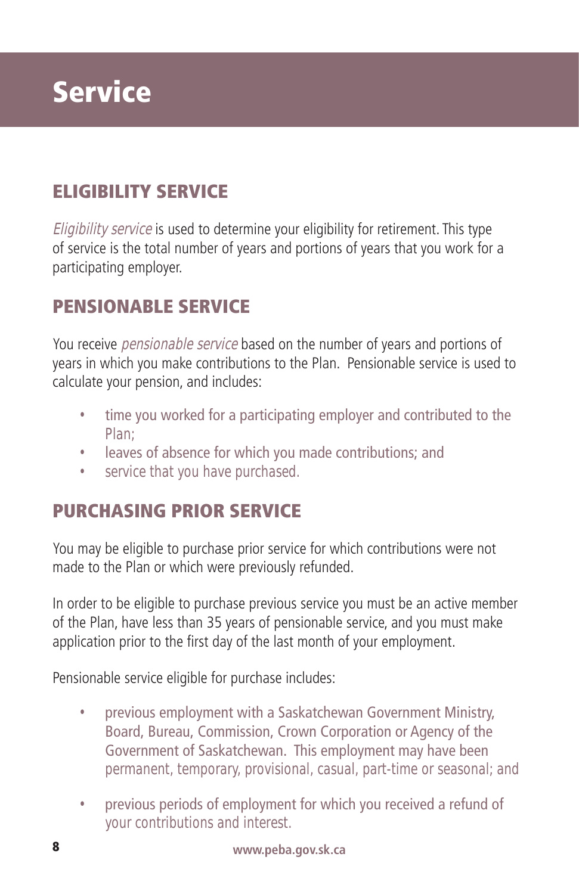# Service

## ELIGIBILITY SERVICE

*Eligibility service* is used to determine your eligibility for retirement. This type of service is the total number of years and portions of years that you work for a participating employer.

## PENSIONABLE SERVICE

You receive *pensionable service* based on the number of years and portions of years in which you make contributions to the Plan. Pensionable service is used to calculate your pension, and includes:

- time you worked for a participating employer and contributed to the Plan;
- leaves of absence for which you made contributions; and
- service that you have purchased.

## PURCHASING PRIOR SERVICE

You may be eligible to purchase prior service for which contributions were not made to the Plan or which were previously refunded.

In order to be eligible to purchase previous service you must be an active member of the Plan, have less than 35 years of pensionable service, and you must make application prior to the first day of the last month of your employment.

Pensionable service eligible for purchase includes:

- previous employment with a Saskatchewan Government Ministry, Board, Bureau, Commission, Crown Corporation or Agency of the Government of Saskatchewan. This employment may have been permanent, temporary, provisional, casual, part-time or seasonal; and
- previous periods of employment for which you received a refund of your contributions and interest.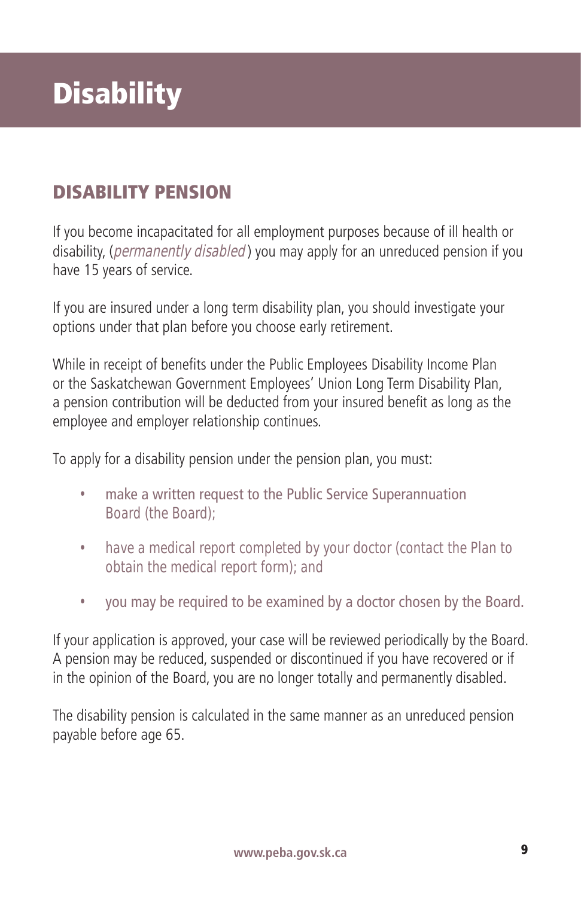# Disability

## DISABILITY PENSION

If you become incapacitated for all employment purposes because of ill health or disability, (*permanently disabled*) you may apply for an unreduced pension if you have 15 years of service.

If you are insured under a long term disability plan, you should investigate your options under that plan before you choose early retirement.

While in receipt of benefits under the Public Employees Disability Income Plan or the Saskatchewan Government Employees' Union Long Term Disability Plan, a pension contribution will be deducted from your insured benefit as long as the employee and employer relationship continues.

To apply for a disability pension under the pension plan, you must:

- make a written request to the Public Service Superannuation Board (the Board);
- have a medical report completed by your doctor (contact the Plan to obtain the medical report form); and
- you may be required to be examined by a doctor chosen by the Board.

If your application is approved, your case will be reviewed periodically by the Board. A pension may be reduced, suspended or discontinued if you have recovered or if in the opinion of the Board, you are no longer totally and permanently disabled.

The disability pension is calculated in the same manner as an unreduced pension payable before age 65.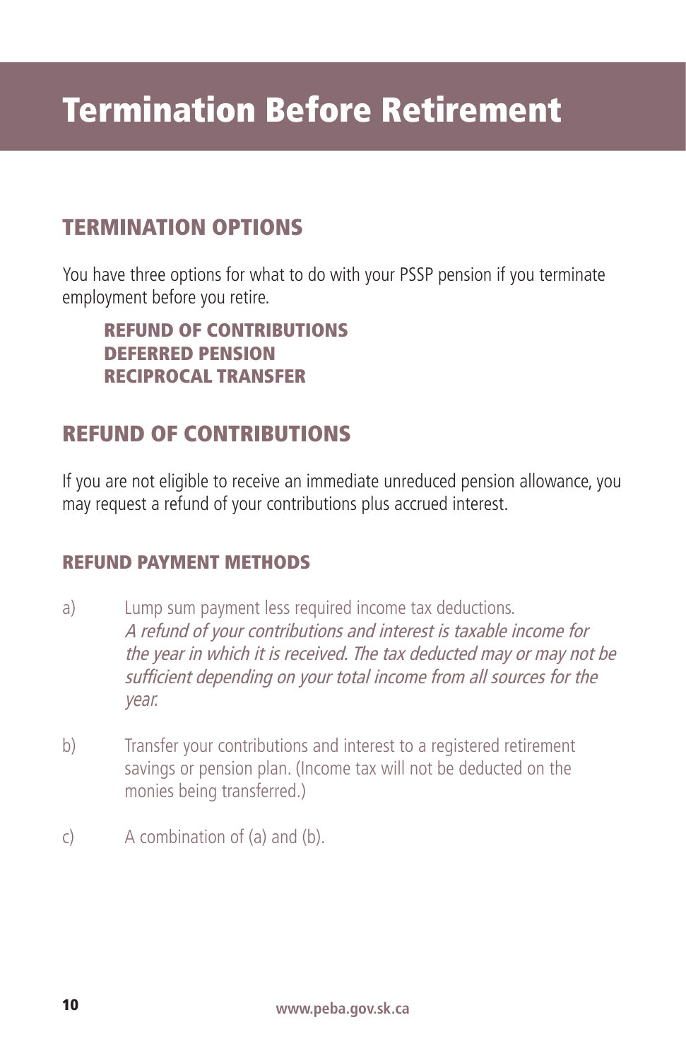# Termination Before Retirement

## TERMINATION OPTIONS

You have three options for what to do with your PSSP pension if you terminate employment before you retire.

**REFUND OF CONTRIBUTIONS**
**DEFERRED PENSION**
**RECIPROCAL TRANSFER**

## REFUND OF CONTRIBUTIONS

If you are not eligible to receive an immediate unreduced pension allowance, you may request a refund of your contributions plus accrued interest.

### REFUND PAYMENT METHODS

a) Lump sum payment less required income tax deductions.
*A refund of your contributions and interest is taxable income for the year in which it is received. The tax deducted may or may not be sufficient depending on your total income from all sources for the year.*

b) Transfer your contributions and interest to a registered retirement savings or pension plan. (Income tax will not be deducted on the monies being transferred.)

c) A combination of (a) and (b).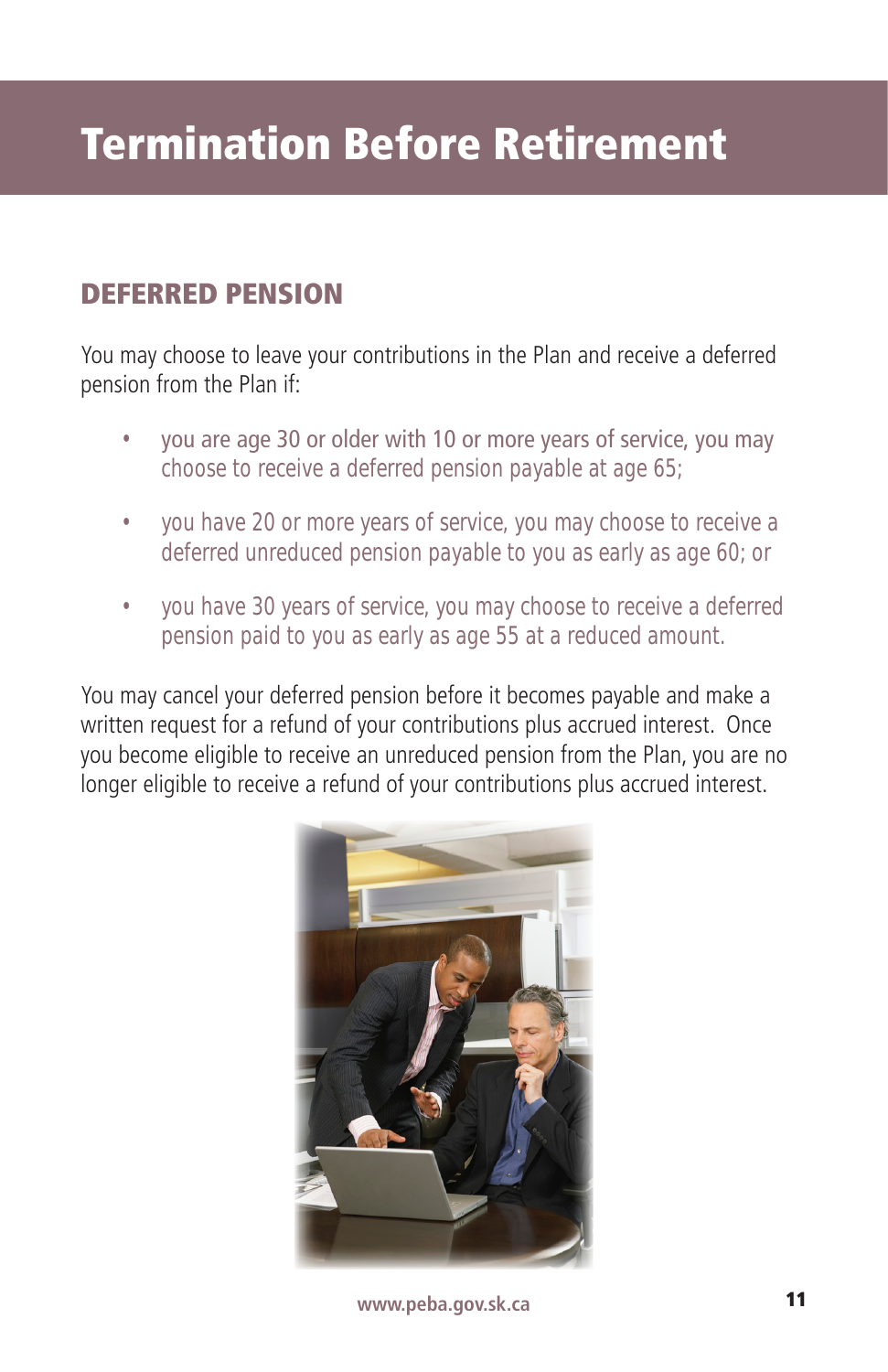# Termination Before Retirement

## DEFERRED PENSION

You may choose to leave your contributions in the Plan and receive a deferred pension from the Plan if:

- you are age 30 or older with 10 or more years of service, you may choose to receive a deferred pension payable at age 65;
- you have 20 or more years of service, you may choose to receive a deferred unreduced pension payable to you as early as age 60; or
- you have 30 years of service, you may choose to receive a deferred pension paid to you as early as age 55 at a reduced amount.

You may cancel your deferred pension before it becomes payable and make a written request for a refund of your contributions plus accrued interest. Once you become eligible to receive an unreduced pension from the Plan, you are no longer eligible to receive a refund of your contributions plus accrued interest.

www.peba.gov.sk.ca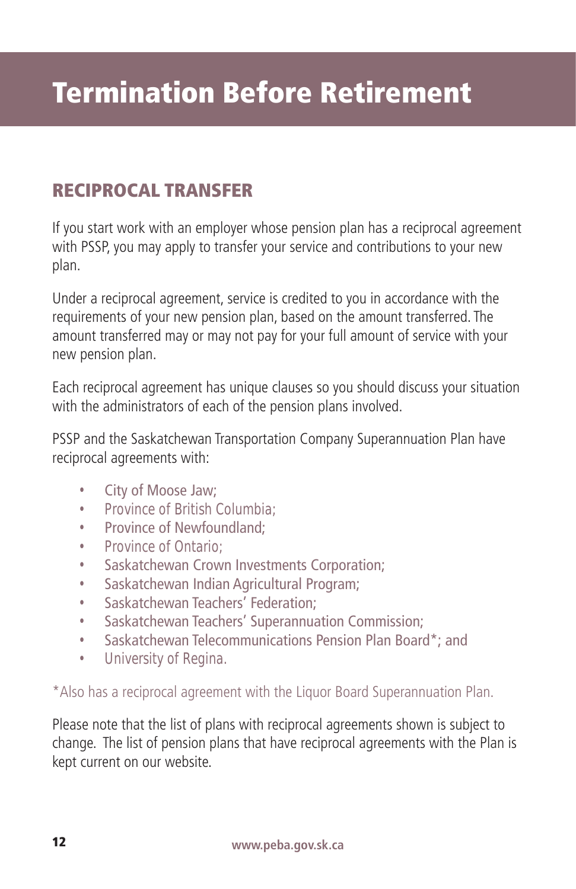# Termination Before Retirement

## RECIPROCAL TRANSFER

If you start work with an employer whose pension plan has a reciprocal agreement with PSSP, you may apply to transfer your service and contributions to your new plan.

Under a reciprocal agreement, service is credited to you in accordance with the requirements of your new pension plan, based on the amount transferred. The amount transferred may or may not pay for your full amount of service with your new pension plan.

Each reciprocal agreement has unique clauses so you should discuss your situation with the administrators of each of the pension plans involved.

PSSP and the Saskatchewan Transportation Company Superannuation Plan have reciprocal agreements with:

- City of Moose Jaw;
- Province of British Columbia;
- Province of Newfoundland;
- Province of Ontario;
- Saskatchewan Crown Investments Corporation;
- Saskatchewan Indian Agricultural Program;
- Saskatchewan Teachers' Federation;
- Saskatchewan Teachers' Superannuation Commission;
- Saskatchewan Telecommunications Pension Plan Board*; and
- University of Regina.

*Also has a reciprocal agreement with the Liquor Board Superannuation Plan.

Please note that the list of plans with reciprocal agreements shown is subject to change. The list of pension plans that have reciprocal agreements with the Plan is kept current on our website.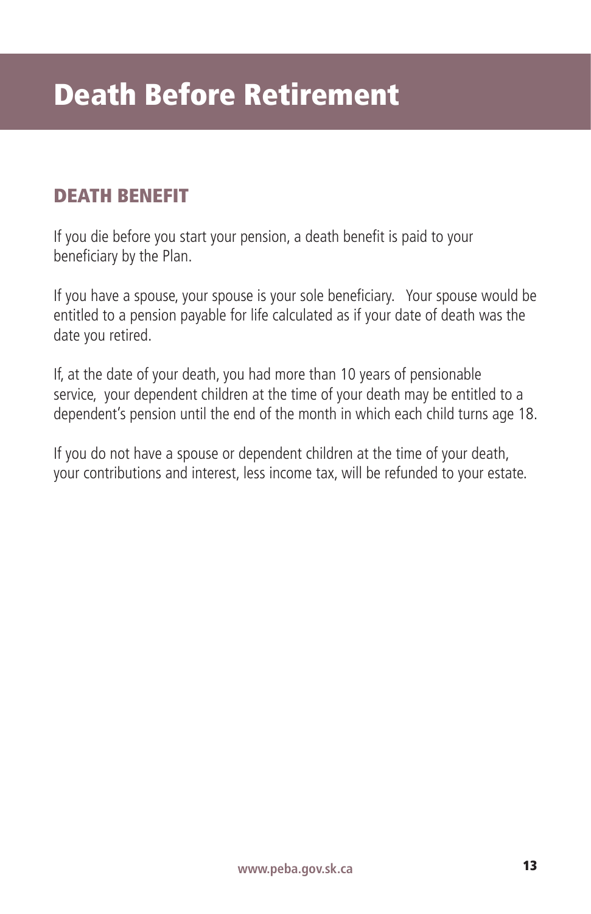# Death Before Retirement

## DEATH BENEFIT

If you die before you start your pension, a death benefit is paid to your beneficiary by the Plan.

If you have a spouse, your spouse is your sole beneficiary. Your spouse would be entitled to a pension payable for life calculated as if your date of death was the date you retired.

If, at the date of your death, you had more than 10 years of pensionable service, your dependent children at the time of your death may be entitled to a dependent's pension until the end of the month in which each child turns age 18.

If you do not have a spouse or dependent children at the time of your death, your contributions and interest, less income tax, will be refunded to your estate.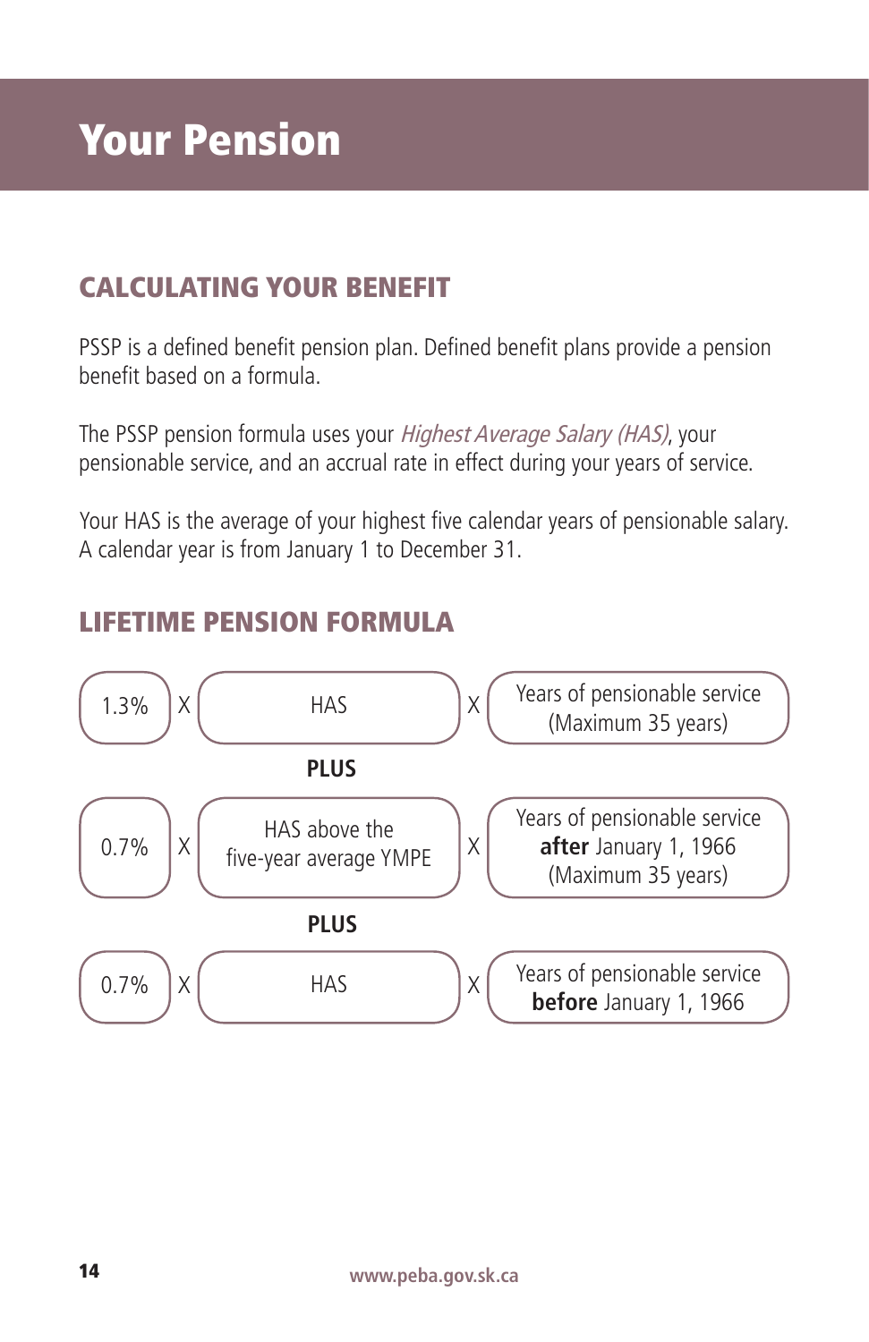# Your Pension

## CALCULATING YOUR BENEFIT

PSSP is a defined benefit pension plan. Defined benefit plans provide a pension benefit based on a formula.

The PSSP pension formula uses your *Highest Average Salary (HAS)*, your pensionable service, and an accrual rate in effect during your years of service.

Your HAS is the average of your highest five calendar years of pensionable salary. A calendar year is from January 1 to December 31.

## LIFETIME PENSION FORMULA

1.3% X HAS X Years of pensionable service (Maximum 35 years)

**PLUS**

0.7% X HAS above the five-year average YMPE X Years of pensionable service **after** January 1, 1966 (Maximum 35 years)

**PLUS**

0.7% X HAS X Years of pensionable service **before** January 1, 1966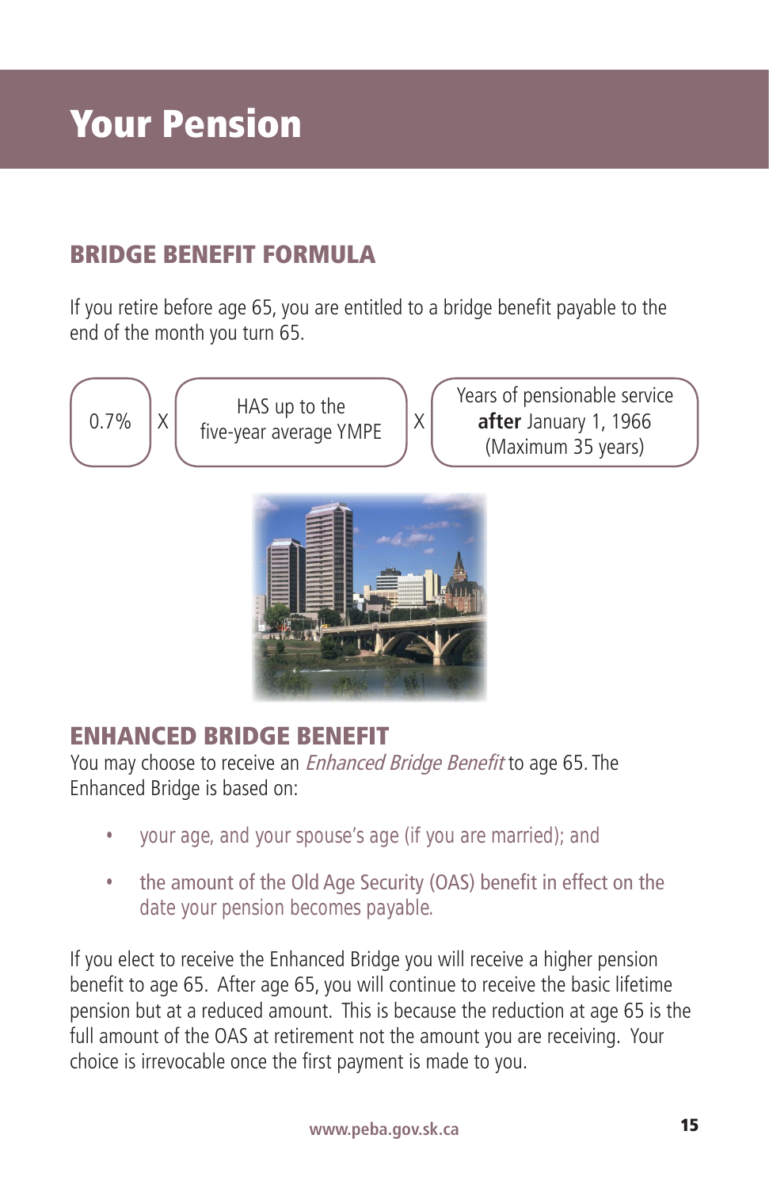# Your Pension

## BRIDGE BENEFIT FORMULA

If you retire before age 65, you are entitled to a bridge benefit payable to the end of the month you turn 65.

| 0.7% | X | HAS up to the five-year average YMPE | X | Years of pensionable service **after** January 1, 1966 (Maximum 35 years) |
|---|---|---|---|---|

## ENHANCED BRIDGE BENEFIT

You may choose to receive an *Enhanced Bridge Benefit* to age 65. The Enhanced Bridge is based on:

- your age, and your spouse's age (if you are married); and
- the amount of the Old Age Security (OAS) benefit in effect on the date your pension becomes payable.

If you elect to receive the Enhanced Bridge you will receive a higher pension benefit to age 65. After age 65, you will continue to receive the basic lifetime pension but at a reduced amount. This is because the reduction at age 65 is the full amount of the OAS at retirement not the amount you are receiving. Your choice is irrevocable once the first payment is made to you.

www.peba.gov.sk.ca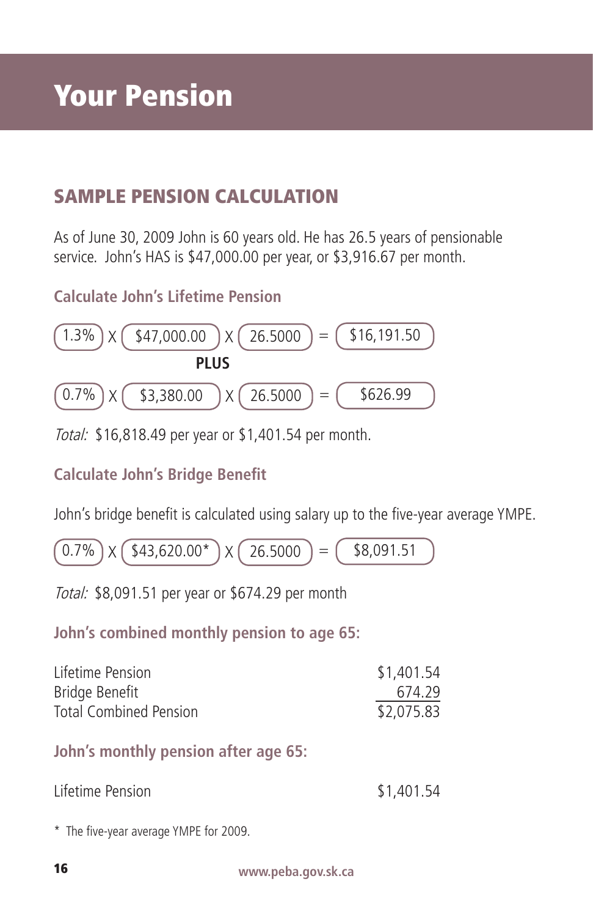# Your Pension

## SAMPLE PENSION CALCULATION

As of June 30, 2009 John is 60 years old. He has 26.5 years of pensionable service. John's HAS is $47,000.00 per year, or $3,916.67 per month.

### Calculate John's Lifetime Pension

1.3% X $47,000.00 X 26.5000 = $16,191.50

**PLUS**

0.7% X $3,380.00 X 26.5000 = $626.99

*Total:* $16,818.49 per year or $1,401.54 per month.

### Calculate John's Bridge Benefit

John's bridge benefit is calculated using salary up to the five-year average YMPE.

0.7% X $43,620.00* X 26.5000 = $8,091.51

*Total:* $8,091.51 per year or $674.29 per month

### John's combined monthly pension to age 65:

| | |
|---|---|
| Lifetime Pension | $1,401.54 |
| Bridge Benefit | 674.29 |
| Total Combined Pension | $2,075.83 |

### John's monthly pension after age 65:

| | |
|---|---|
| Lifetime Pension | $1,401.54 |

* The five-year average YMPE for 2009.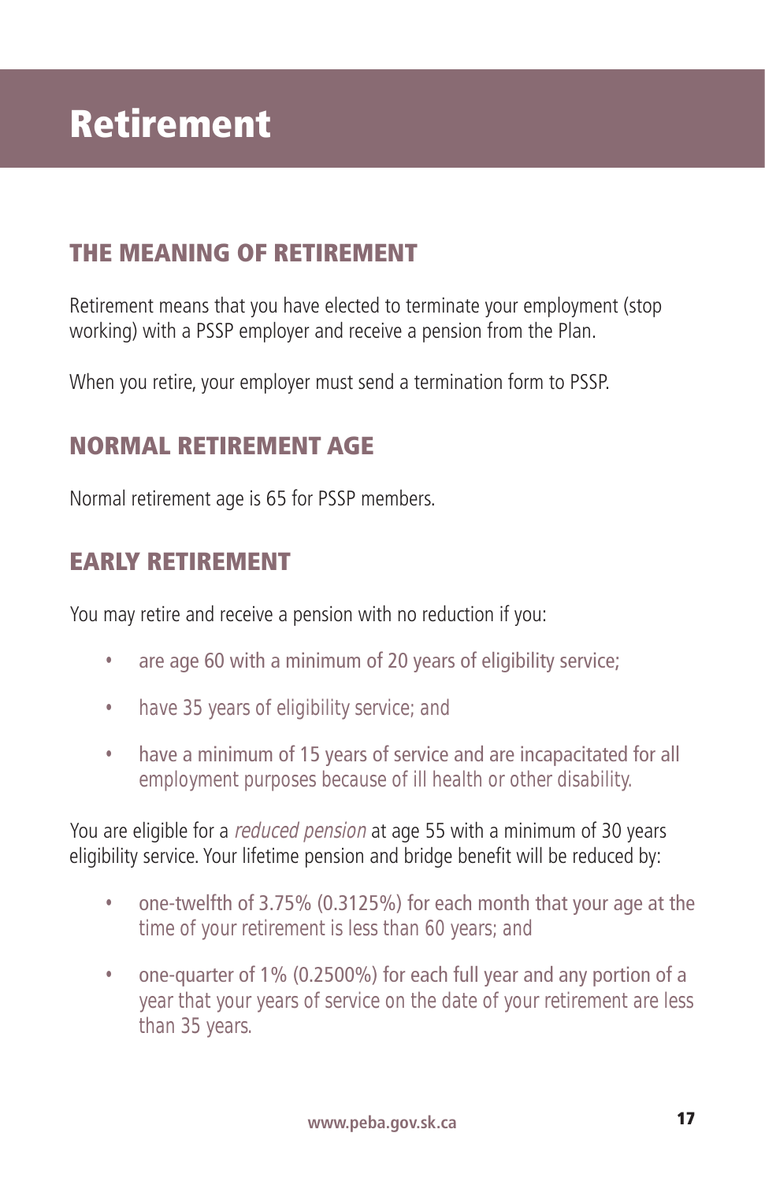# Retirement

## THE MEANING OF RETIREMENT

Retirement means that you have elected to terminate your employment (stop working) with a PSSP employer and receive a pension from the Plan.

When you retire, your employer must send a termination form to PSSP.

## NORMAL RETIREMENT AGE

Normal retirement age is 65 for PSSP members.

## EARLY RETIREMENT

You may retire and receive a pension with no reduction if you:

- are age 60 with a minimum of 20 years of eligibility service;
- have 35 years of eligibility service; and
- have a minimum of 15 years of service and are incapacitated for all employment purposes because of ill health or other disability.

You are eligible for a *reduced pension* at age 55 with a minimum of 30 years eligibility service. Your lifetime pension and bridge benefit will be reduced by:

- one-twelfth of 3.75% (0.3125%) for each month that your age at the time of your retirement is less than 60 years; and
- one-quarter of 1% (0.2500%) for each full year and any portion of a year that your years of service on the date of your retirement are less than 35 years.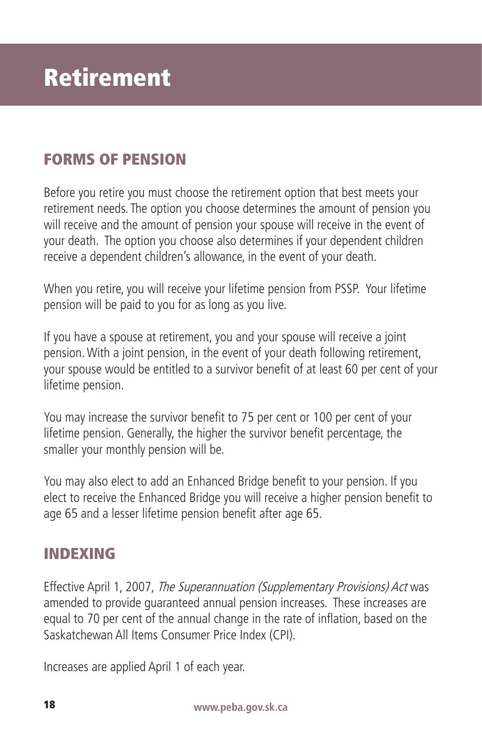# Retirement

## FORMS OF PENSION

Before you retire you must choose the retirement option that best meets your retirement needs. The option you choose determines the amount of pension you will receive and the amount of pension your spouse will receive in the event of your death. The option you choose also determines if your dependent children receive a dependent children's allowance, in the event of your death.

When you retire, you will receive your lifetime pension from PSSP. Your lifetime pension will be paid to you for as long as you live.

If you have a spouse at retirement, you and your spouse will receive a joint pension. With a joint pension, in the event of your death following retirement, your spouse would be entitled to a survivor benefit of at least 60 per cent of your lifetime pension.

You may increase the survivor benefit to 75 per cent or 100 per cent of your lifetime pension. Generally, the higher the survivor benefit percentage, the smaller your monthly pension will be.

You may also elect to add an Enhanced Bridge benefit to your pension. If you elect to receive the Enhanced Bridge you will receive a higher pension benefit to age 65 and a lesser lifetime pension benefit after age 65.

## INDEXING

Effective April 1, 2007, *The Superannuation (Supplementary Provisions) Act* was amended to provide guaranteed annual pension increases. These increases are equal to 70 per cent of the annual change in the rate of inflation, based on the Saskatchewan All Items Consumer Price Index (CPI).

Increases are applied April 1 of each year.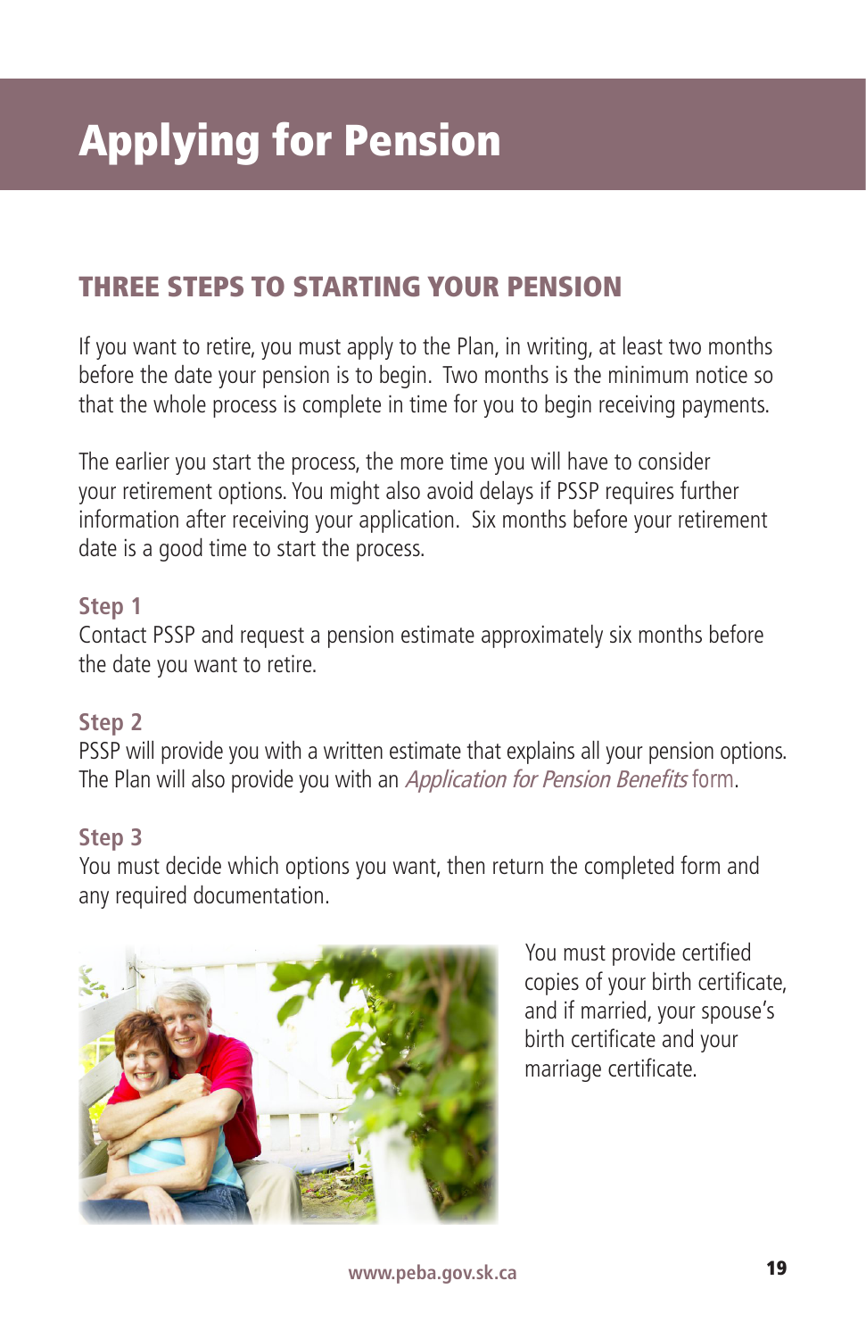# Applying for Pension

## THREE STEPS TO STARTING YOUR PENSION

If you want to retire, you must apply to the Plan, in writing, at least two months before the date your pension is to begin. Two months is the minimum notice so that the whole process is complete in time for you to begin receiving payments.

The earlier you start the process, the more time you will have to consider your retirement options. You might also avoid delays if PSSP requires further information after receiving your application. Six months before your retirement date is a good time to start the process.

### Step 1

Contact PSSP and request a pension estimate approximately six months before the date you want to retire.

### Step 2

PSSP will provide you with a written estimate that explains all your pension options. The Plan will also provide you with an *Application for Pension Benefits* form.

### Step 3

You must decide which options you want, then return the completed form and any required documentation.

You must provide certified copies of your birth certificate, and if married, your spouse's birth certificate and your marriage certificate.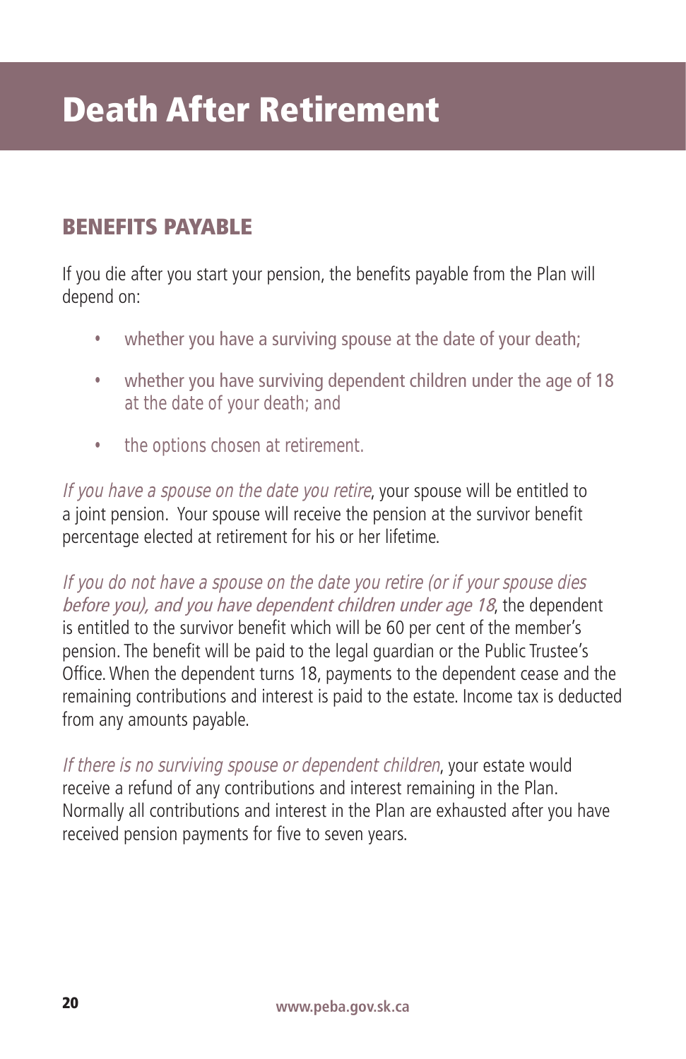# Death After Retirement

## BENEFITS PAYABLE

If you die after you start your pension, the benefits payable from the Plan will depend on:

- whether you have a surviving spouse at the date of your death;
- whether you have surviving dependent children under the age of 18 at the date of your death; and
- the options chosen at retirement.

*If you have a spouse on the date you retire*, your spouse will be entitled to a joint pension. Your spouse will receive the pension at the survivor benefit percentage elected at retirement for his or her lifetime.

*If you do not have a spouse on the date you retire (or if your spouse dies before you), and you have dependent children under age 18*, the dependent is entitled to the survivor benefit which will be 60 per cent of the member's pension. The benefit will be paid to the legal guardian or the Public Trustee's Office. When the dependent turns 18, payments to the dependent cease and the remaining contributions and interest is paid to the estate. Income tax is deducted from any amounts payable.

*If there is no surviving spouse or dependent children*, your estate would receive a refund of any contributions and interest remaining in the Plan. Normally all contributions and interest in the Plan are exhausted after you have received pension payments for five to seven years.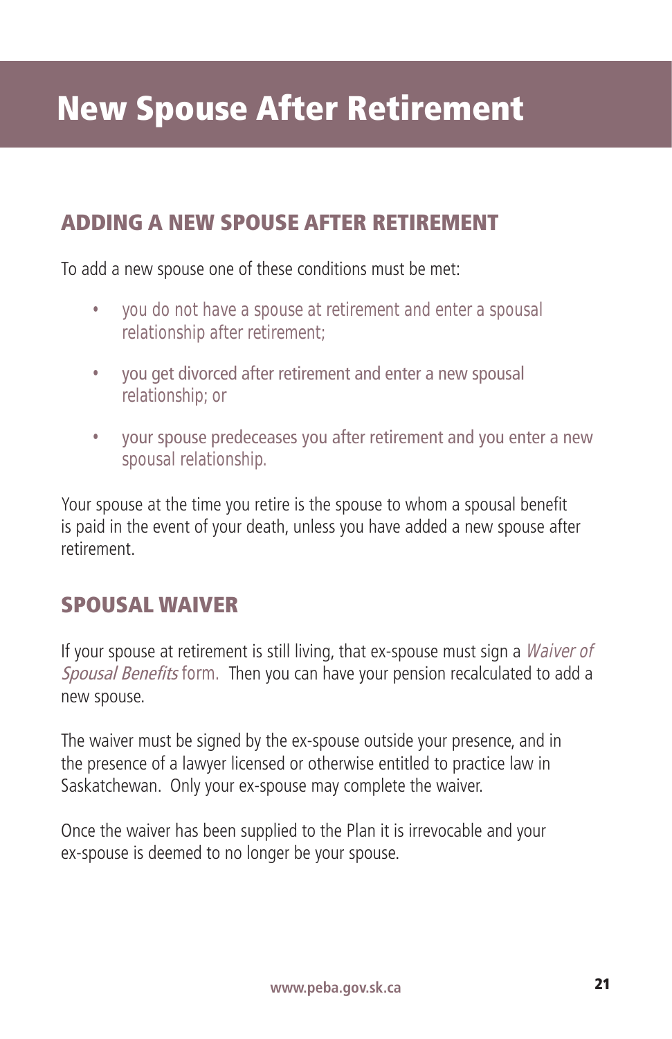# New Spouse After Retirement

## ADDING A NEW SPOUSE AFTER RETIREMENT

To add a new spouse one of these conditions must be met:

- you do not have a spouse at retirement and enter a spousal relationship after retirement;
- you get divorced after retirement and enter a new spousal relationship; or
- your spouse predeceases you after retirement and you enter a new spousal relationship.

Your spouse at the time you retire is the spouse to whom a spousal benefit is paid in the event of your death, unless you have added a new spouse after retirement.

## SPOUSAL WAIVER

If your spouse at retirement is still living, that ex-spouse must sign a *Waiver of Spousal Benefits* form. Then you can have your pension recalculated to add a new spouse.

The waiver must be signed by the ex-spouse outside your presence, and in the presence of a lawyer licensed or otherwise entitled to practice law in Saskatchewan. Only your ex-spouse may complete the waiver.

Once the waiver has been supplied to the Plan it is irrevocable and your ex-spouse is deemed to no longer be your spouse.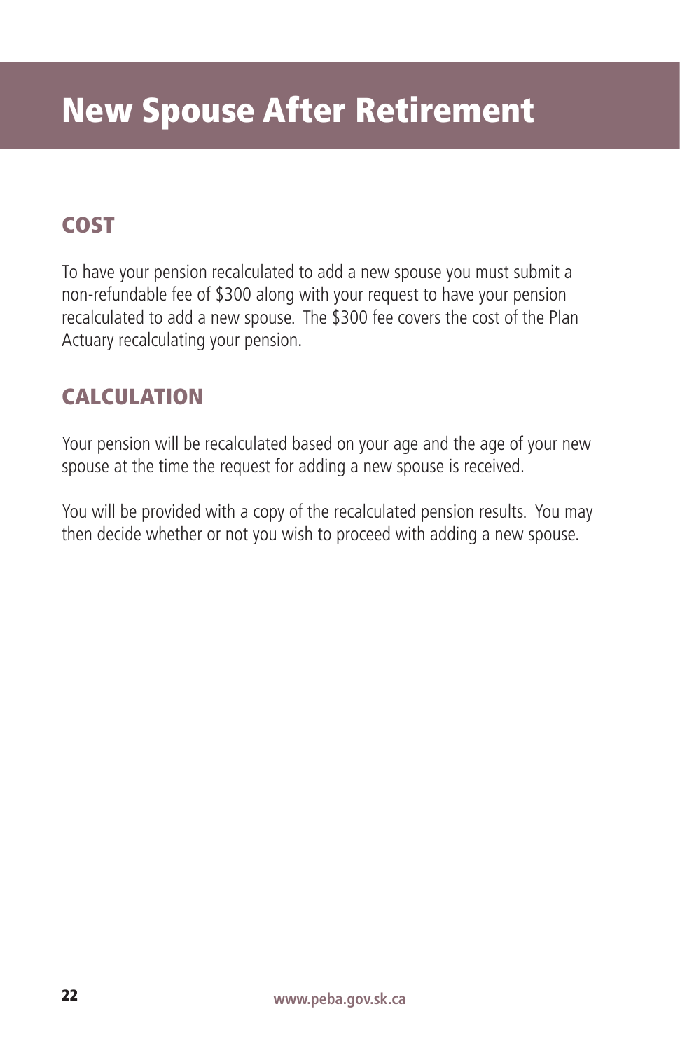# New Spouse After Retirement

## COST

To have your pension recalculated to add a new spouse you must submit a non-refundable fee of $300 along with your request to have your pension recalculated to add a new spouse. The $300 fee covers the cost of the Plan Actuary recalculating your pension.

## CALCULATION

Your pension will be recalculated based on your age and the age of your new spouse at the time the request for adding a new spouse is received.

You will be provided with a copy of the recalculated pension results. You may then decide whether or not you wish to proceed with adding a new spouse.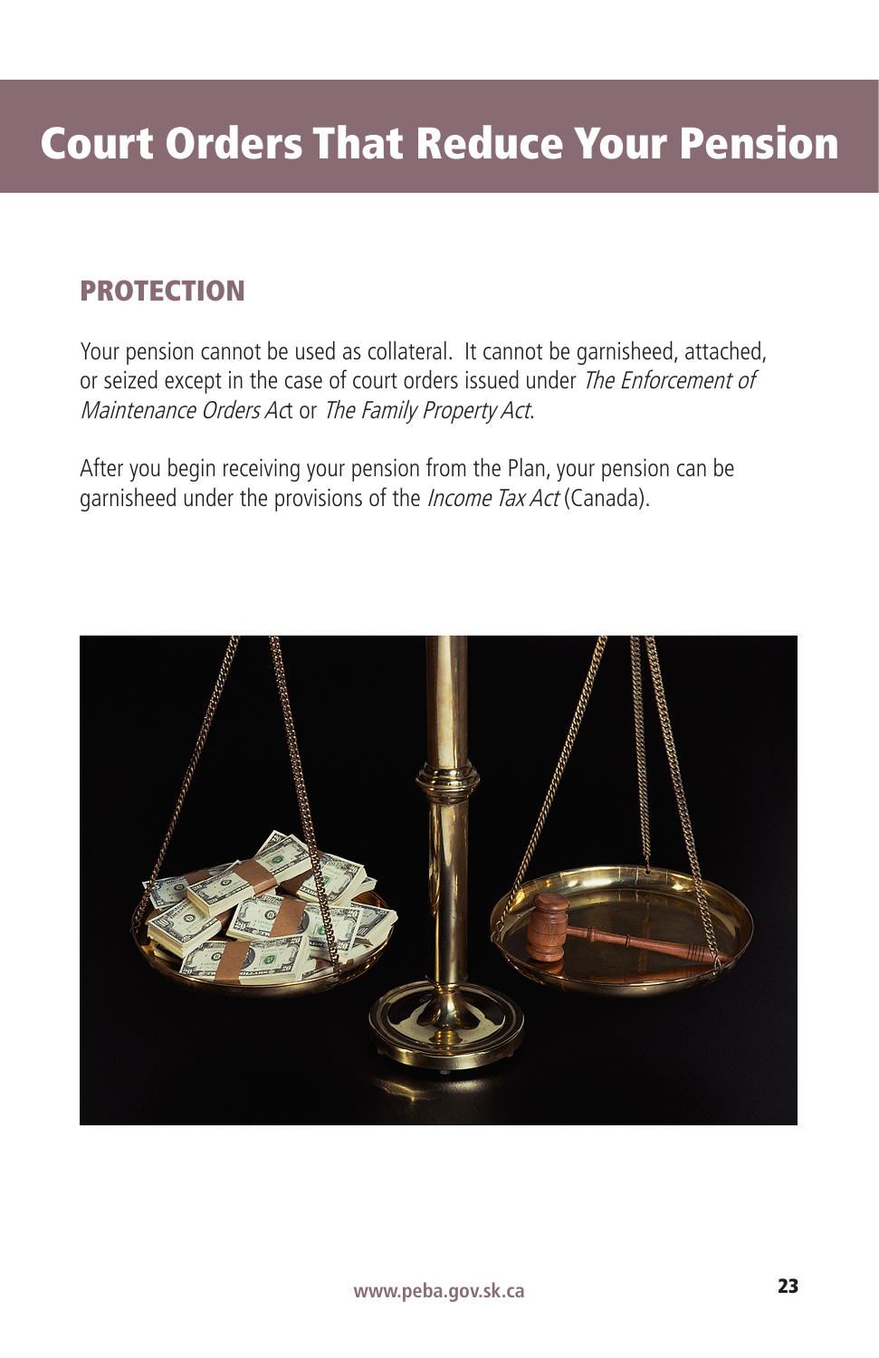# Court Orders That Reduce Your Pension

## PROTECTION

Your pension cannot be used as collateral. It cannot be garnisheed, attached, or seized except in the case of court orders issued under *The Enforcement of Maintenance Orders Act* or *The Family Property Act*.

After you begin receiving your pension from the Plan, your pension can be garnisheed under the provisions of the *Income Tax Act* (Canada).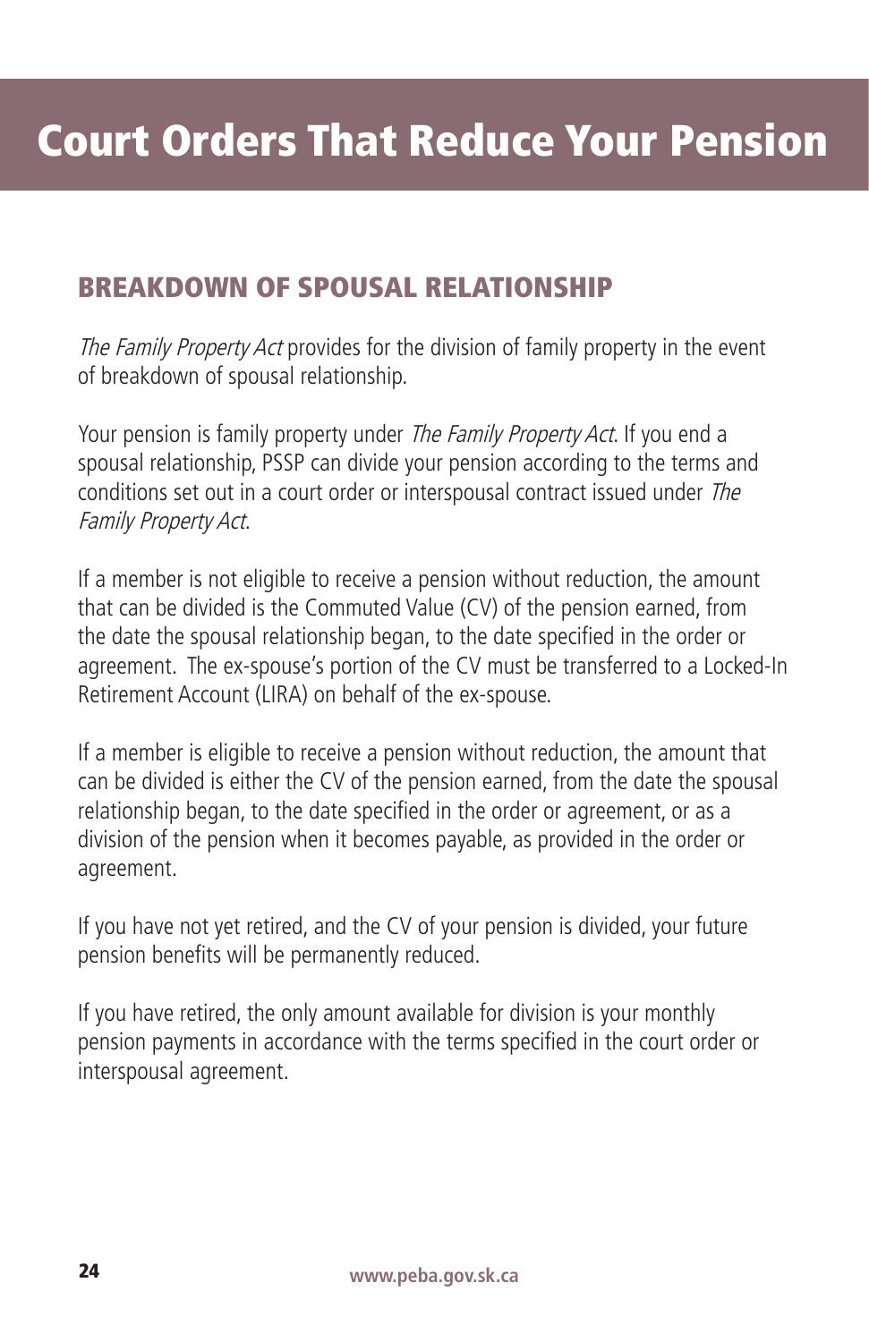# Court Orders That Reduce Your Pension

## BREAKDOWN OF SPOUSAL RELATIONSHIP

*The Family Property Act* provides for the division of family property in the event of breakdown of spousal relationship.

Your pension is family property under *The Family Property Act*. If you end a spousal relationship, PSSP can divide your pension according to the terms and conditions set out in a court order or interspousal contract issued under *The Family Property Act*.

If a member is not eligible to receive a pension without reduction, the amount that can be divided is the Commuted Value (CV) of the pension earned, from the date the spousal relationship began, to the date specified in the order or agreement. The ex-spouse's portion of the CV must be transferred to a Locked-In Retirement Account (LIRA) on behalf of the ex-spouse.

If a member is eligible to receive a pension without reduction, the amount that can be divided is either the CV of the pension earned, from the date the spousal relationship began, to the date specified in the order or agreement, or as a division of the pension when it becomes payable, as provided in the order or agreement.

If you have not yet retired, and the CV of your pension is divided, your future pension benefits will be permanently reduced.

If you have retired, the only amount available for division is your monthly pension payments in accordance with the terms specified in the court order or interspousal agreement.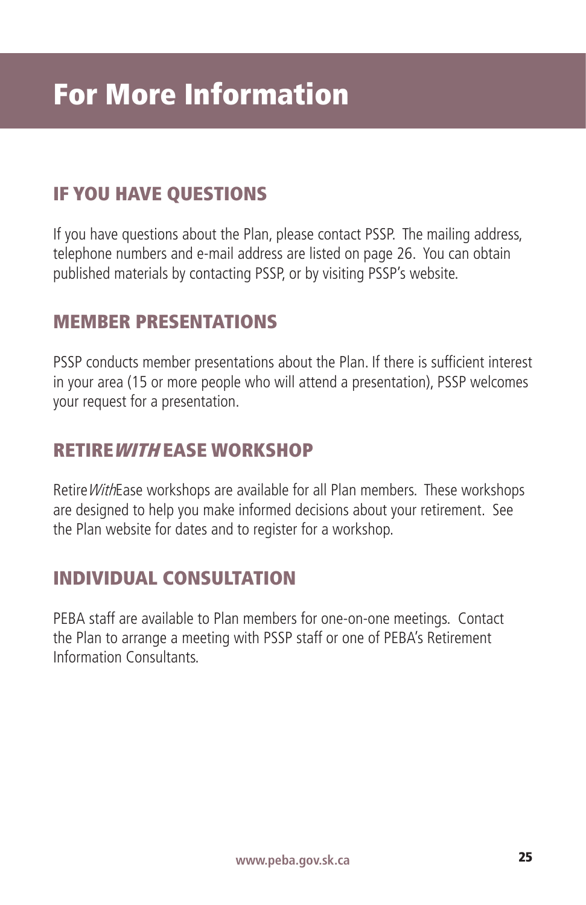# For More Information

## IF YOU HAVE QUESTIONS

If you have questions about the Plan, please contact PSSP. The mailing address, telephone numbers and e-mail address are listed on page 26. You can obtain published materials by contacting PSSP, or by visiting PSSP's website.

## MEMBER PRESENTATIONS

PSSP conducts member presentations about the Plan. If there is sufficient interest in your area (15 or more people who will attend a presentation), PSSP welcomes your request for a presentation.

## RETIRE *WITH* EASE WORKSHOP

Retire *With* Ease workshops are available for all Plan members. These workshops are designed to help you make informed decisions about your retirement. See the Plan website for dates and to register for a workshop.

## INDIVIDUAL CONSULTATION

PEBA staff are available to Plan members for one-on-one meetings. Contact the Plan to arrange a meeting with PSSP staff or one of PEBA's Retirement Information Consultants.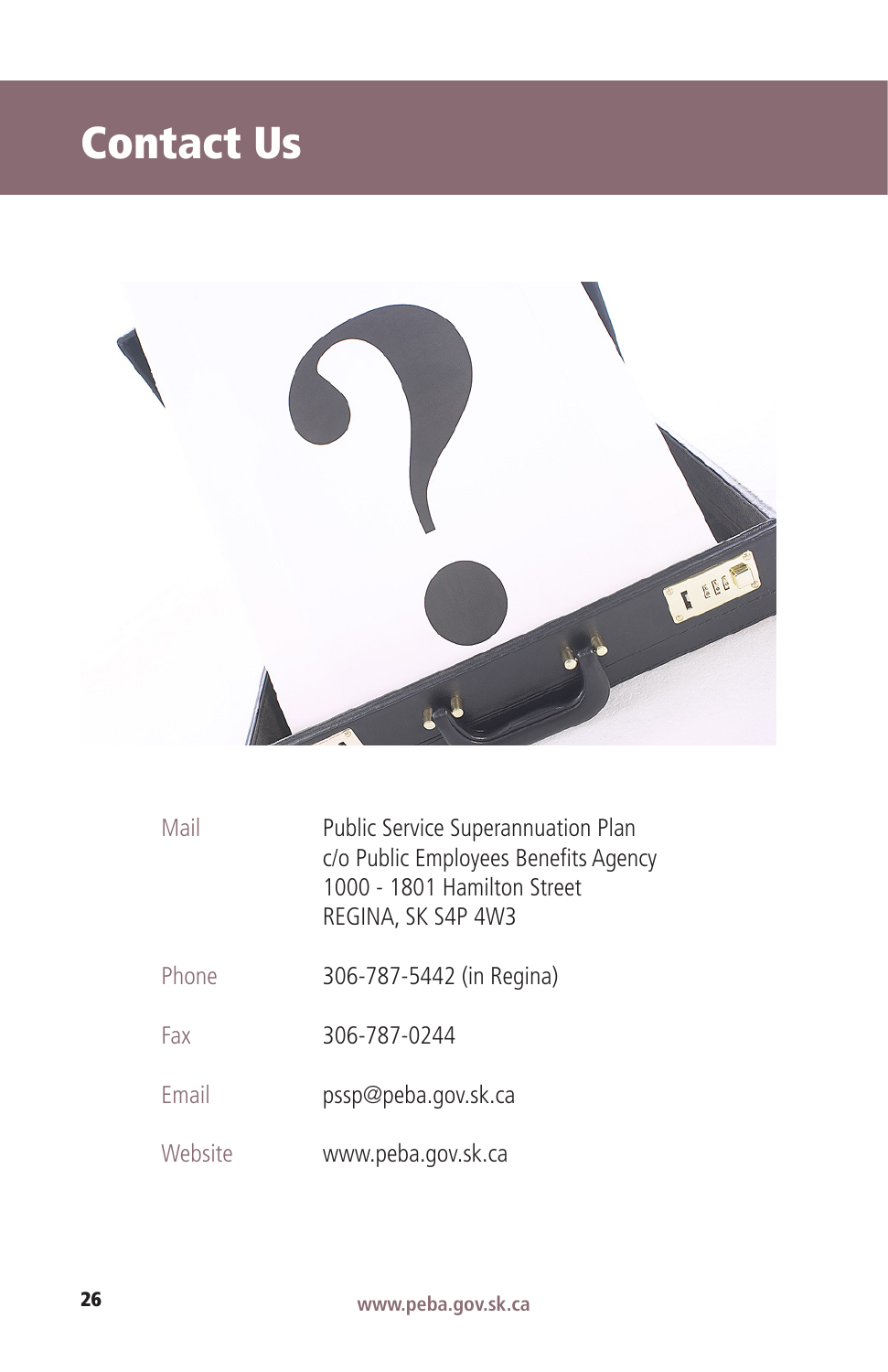# Contact Us

| | |
|---|---|
| Mail | Public Service Superannuation Plan<br>c/o Public Employees Benefits Agency<br>1000 - 1801 Hamilton Street<br>REGINA, SK S4P 4W3 |
| Phone | 306-787-5442 (in Regina) |
| Fax | 306-787-0244 |
| Email | pssp@peba.gov.sk.ca |
| Website | www.peba.gov.sk.ca |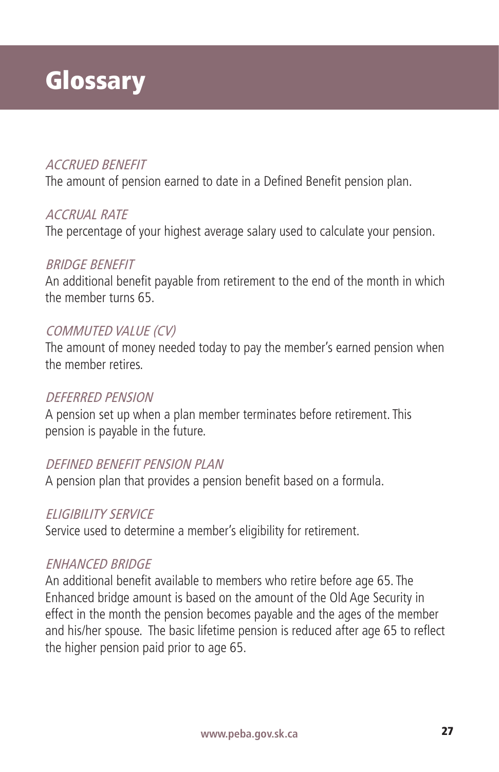# Glossary

*ACCRUED BENEFIT*
The amount of pension earned to date in a Defined Benefit pension plan.

*ACCRUAL RATE*
The percentage of your highest average salary used to calculate your pension.

*BRIDGE BENEFIT*
An additional benefit payable from retirement to the end of the month in which the member turns 65.

*COMMUTED VALUE (CV)*
The amount of money needed today to pay the member's earned pension when the member retires.

*DEFERRED PENSION*
A pension set up when a plan member terminates before retirement. This pension is payable in the future.

*DEFINED BENEFIT PENSION PLAN*
A pension plan that provides a pension benefit based on a formula.

*ELIGIBILITY SERVICE*
Service used to determine a member's eligibility for retirement.

*ENHANCED BRIDGE*
An additional benefit available to members who retire before age 65. The Enhanced bridge amount is based on the amount of the Old Age Security in effect in the month the pension becomes payable and the ages of the member and his/her spouse. The basic lifetime pension is reduced after age 65 to reflect the higher pension paid prior to age 65.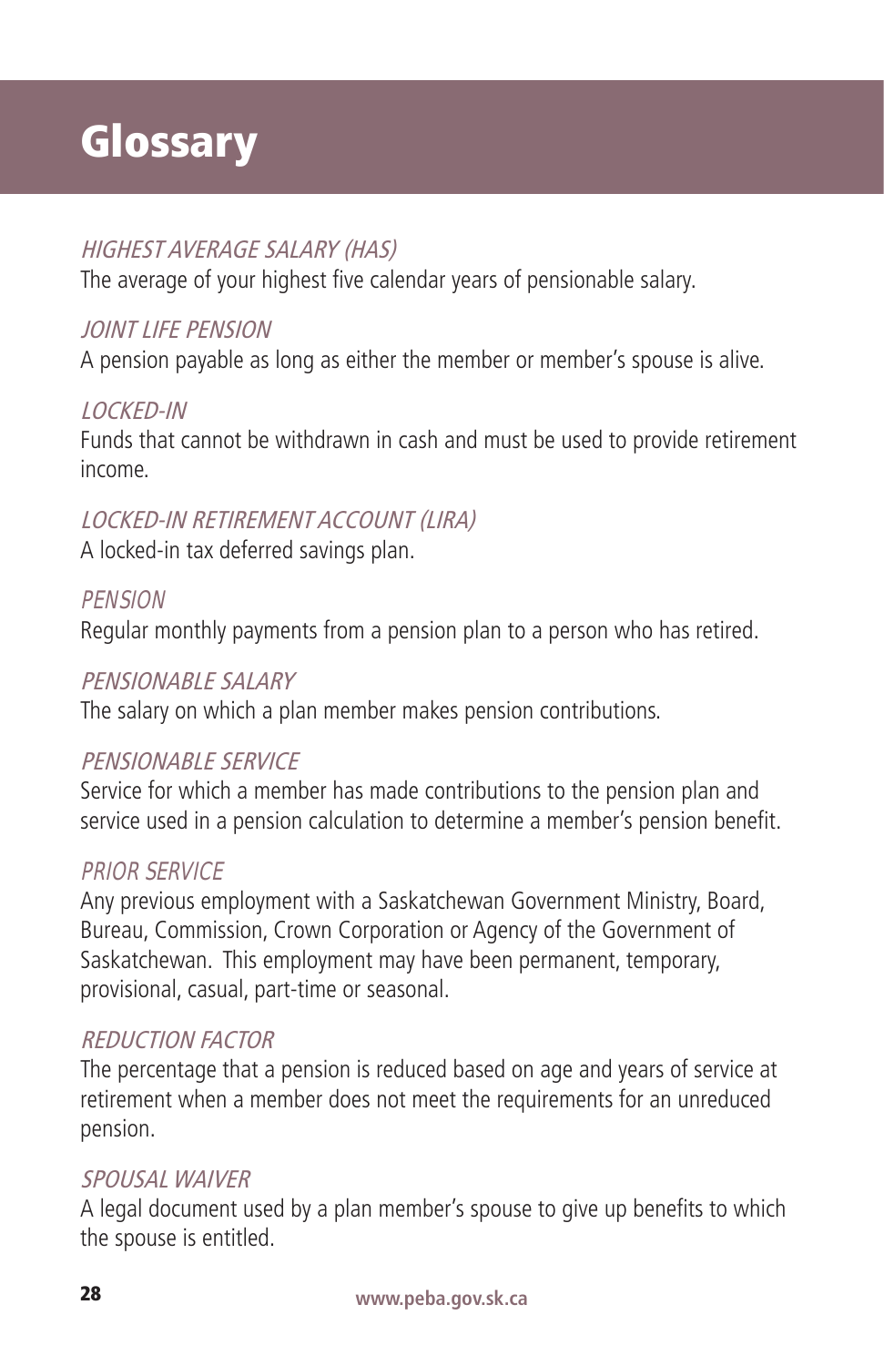# Glossary

*HIGHEST AVERAGE SALARY (HAS)*

The average of your highest five calendar years of pensionable salary.

*JOINT LIFE PENSION*

A pension payable as long as either the member or member's spouse is alive.

*LOCKED-IN*

Funds that cannot be withdrawn in cash and must be used to provide retirement income.

*LOCKED-IN RETIREMENT ACCOUNT (LIRA)*

A locked-in tax deferred savings plan.

*PENSION*

Regular monthly payments from a pension plan to a person who has retired.

*PENSIONABLE SALARY*

The salary on which a plan member makes pension contributions.

*PENSIONABLE SERVICE*

Service for which a member has made contributions to the pension plan and service used in a pension calculation to determine a member's pension benefit.

*PRIOR SERVICE*

Any previous employment with a Saskatchewan Government Ministry, Board, Bureau, Commission, Crown Corporation or Agency of the Government of Saskatchewan. This employment may have been permanent, temporary, provisional, casual, part-time or seasonal.

*REDUCTION FACTOR*

The percentage that a pension is reduced based on age and years of service at retirement when a member does not meet the requirements for an unreduced pension.

*SPOUSAL WAIVER*

A legal document used by a plan member's spouse to give up benefits to which the spouse is entitled.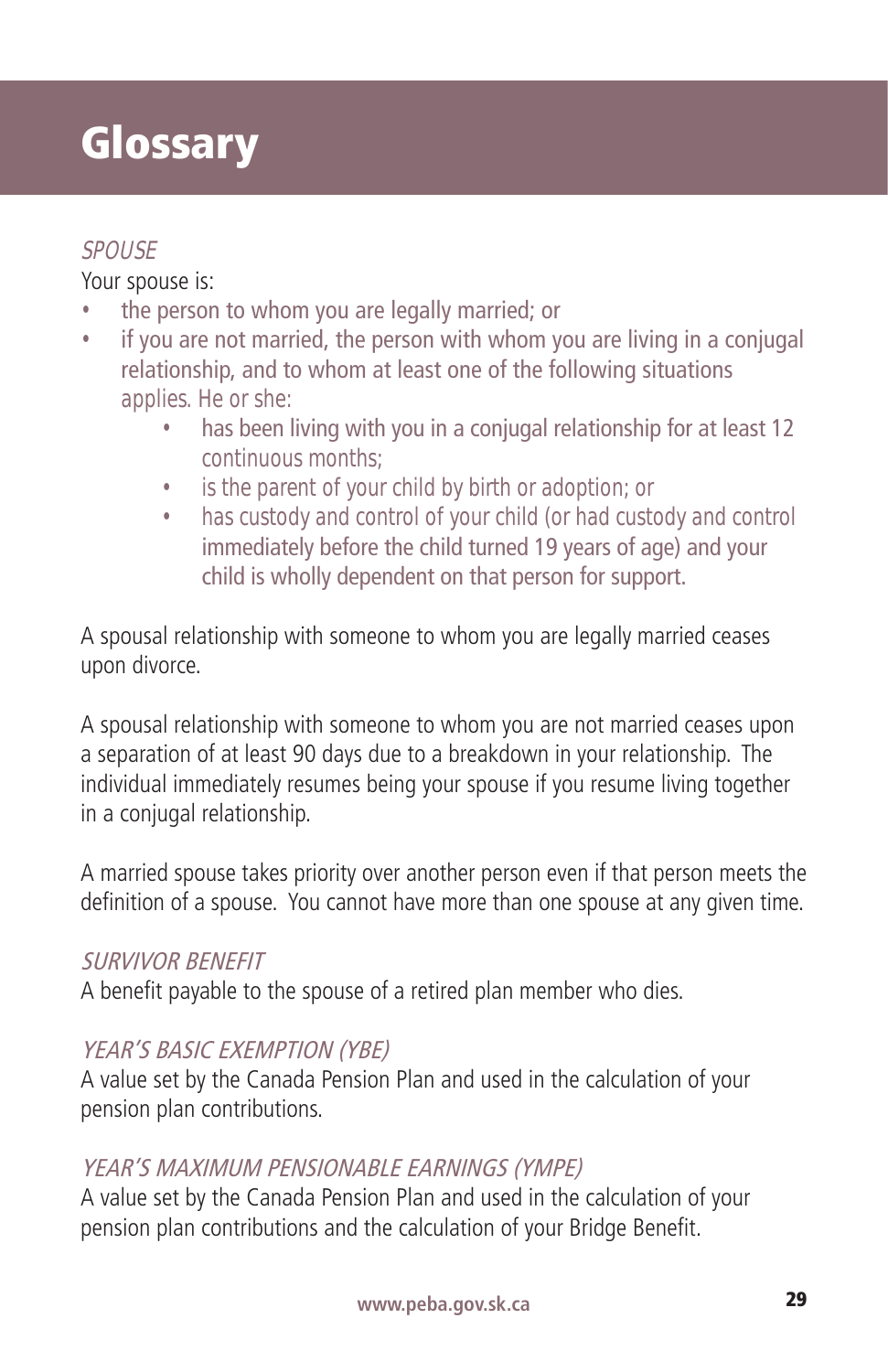# Glossary

*SPOUSE*

Your spouse is:

- the person to whom you are legally married; or
- if you are not married, the person with whom you are living in a conjugal relationship, and to whom at least one of the following situations applies. He or she:
    - has been living with you in a conjugal relationship for at least 12 continuous months;
    - is the parent of your child by birth or adoption; or
    - has custody and control of your child (or had custody and control immediately before the child turned 19 years of age) and your child is wholly dependent on that person for support.

A spousal relationship with someone to whom you are legally married ceases upon divorce.

A spousal relationship with someone to whom you are not married ceases upon a separation of at least 90 days due to a breakdown in your relationship. The individual immediately resumes being your spouse if you resume living together in a conjugal relationship.

A married spouse takes priority over another person even if that person meets the definition of a spouse. You cannot have more than one spouse at any given time.

*SURVIVOR BENEFIT*

A benefit payable to the spouse of a retired plan member who dies.

*YEAR'S BASIC EXEMPTION (YBE)*

A value set by the Canada Pension Plan and used in the calculation of your pension plan contributions.

*YEAR'S MAXIMUM PENSIONABLE EARNINGS (YMPE)*

A value set by the Canada Pension Plan and used in the calculation of your pension plan contributions and the calculation of your Bridge Benefit.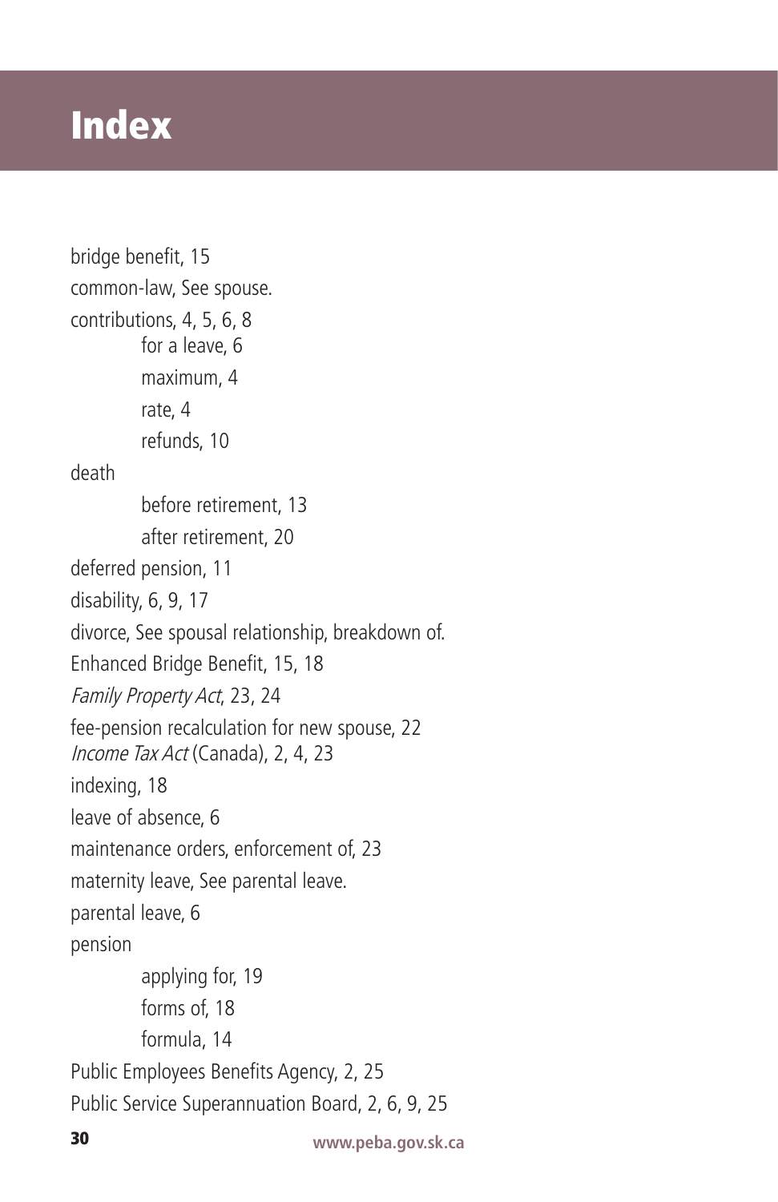# Index

bridge benefit, 15

common-law, See spouse.

contributions, 4, 5, 6, 8
- for a leave, 6
- maximum, 4
- rate, 4
- refunds, 10

death
- before retirement, 13
- after retirement, 20

deferred pension, 11

disability, 6, 9, 17

divorce, See spousal relationship, breakdown of.

Enhanced Bridge Benefit, 15, 18

*Family Property Act*, 23, 24

fee-pension recalculation for new spouse, 22

*Income Tax Act* (Canada), 2, 4, 23

indexing, 18

leave of absence, 6

maintenance orders, enforcement of, 23

maternity leave, See parental leave.

parental leave, 6

pension
- applying for, 19
- forms of, 18
- formula, 14

Public Employees Benefits Agency, 2, 25

Public Service Superannuation Board, 2, 6, 9, 25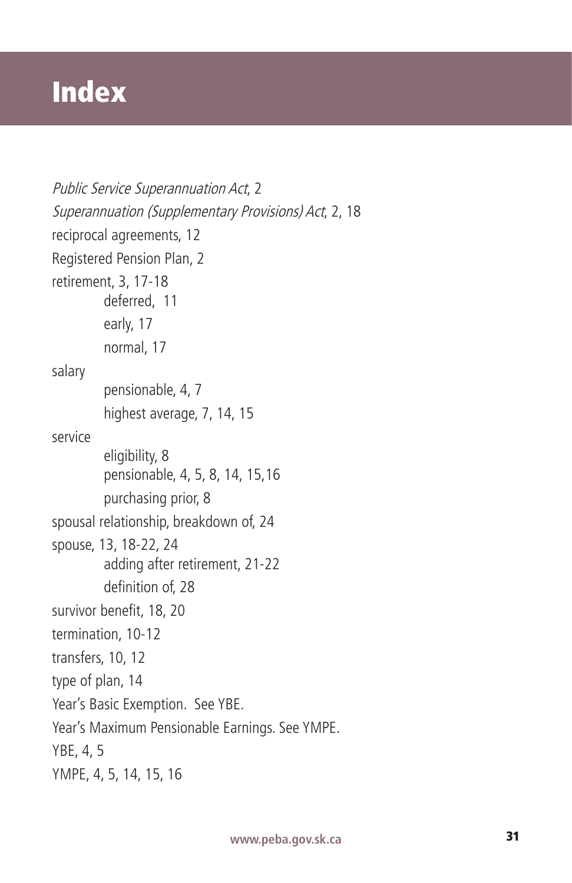# Index

*Public Service Superannuation Act*, 2

*Superannuation (Supplementary Provisions) Act*, 2, 18

reciprocal agreements, 12

Registered Pension Plan, 2

retirement, 3, 17-18
- deferred, 11
- early, 17
- normal, 17

salary
- pensionable, 4, 7
- highest average, 7, 14, 15

service
- eligibility, 8
- pensionable, 4, 5, 8, 14, 15,16
- purchasing prior, 8

spousal relationship, breakdown of, 24

spouse, 13, 18-22, 24
- adding after retirement, 21-22
- definition of, 28

survivor benefit, 18, 20

termination, 10-12

transfers, 10, 12

type of plan, 14

Year's Basic Exemption. See YBE.

Year's Maximum Pensionable Earnings. See YMPE.

YBE, 4, 5

YMPE, 4, 5, 14, 15, 16

www.peba.gov.sk.ca